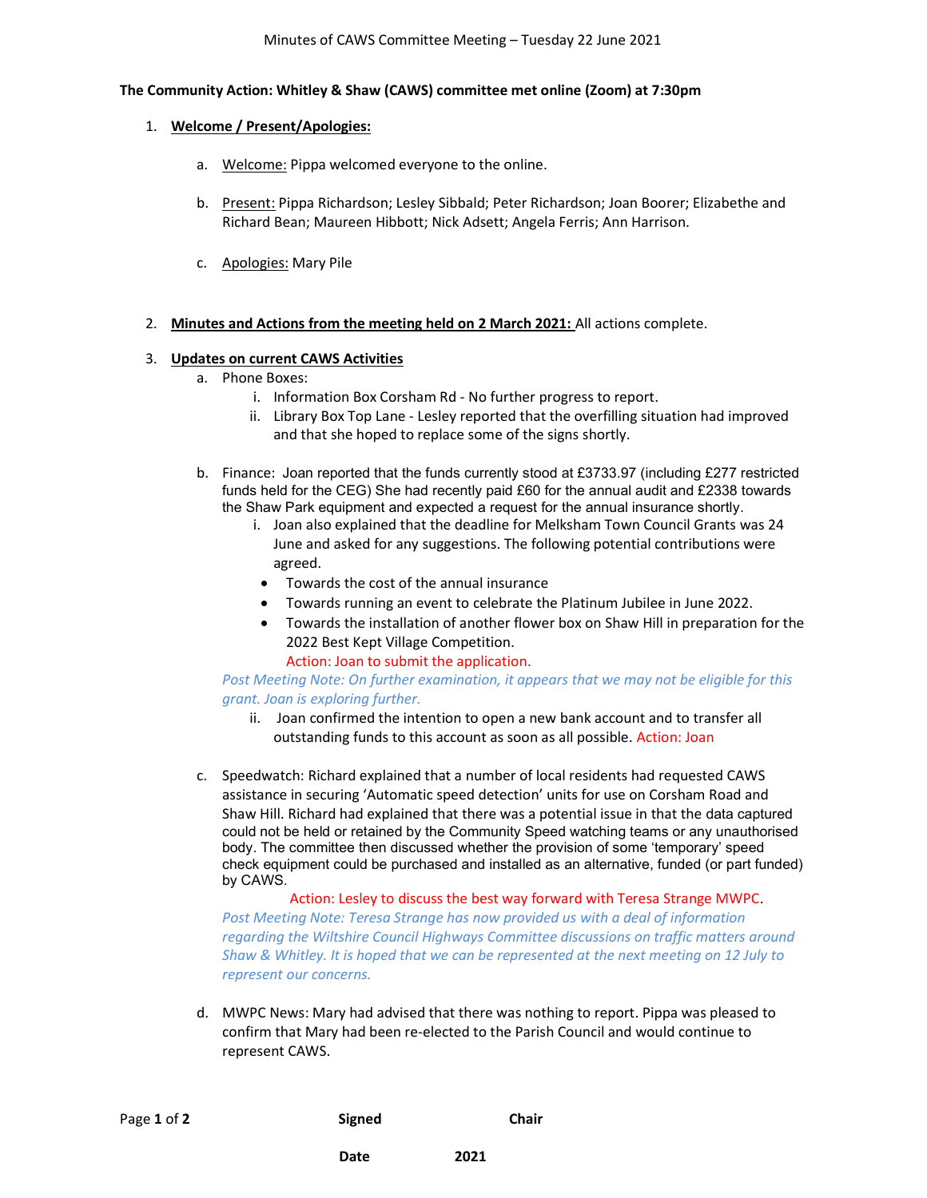Minutes of CAWS Committee Meeting – Tuesday 22 June 2021

**The Community Action: Whitley & Shaw (CAWS) committee met online (Zoom) at 7:30pm**

1. **Welcome / Present/Apologies:**

   a. Welcome: Pippa welcomed everyone to the online.

   b. Present: Pippa Richardson; Lesley Sibbald; Peter Richardson; Joan Boorer; Elizabethe and Richard Bean; Maureen Hibbott; Nick Adsett; Angela Ferris; Ann Harrison.

   c. Apologies: Mary Pile

2. **Minutes and Actions from the meeting held on 2 March 2021:** All actions complete.

3. **Updates on current CAWS Activities**

   a. Phone Boxes:
      i. Information Box Corsham Rd - No further progress to report.
      ii. Library Box Top Lane - Lesley reported that the overfilling situation had improved and that she hoped to replace some of the signs shortly.

   b. Finance: Joan reported that the funds currently stood at £3733.97 (including £277 restricted funds held for the CEG) She had recently paid £60 for the annual audit and £2338 towards the Shaw Park equipment and expected a request for the annual insurance shortly.
      i. Joan also explained that the deadline for Melksham Town Council Grants was 24 June and asked for any suggestions. The following potential contributions were agreed.
         - Towards the cost of the annual insurance
         - Towards running an event to celebrate the Platinum Jubilee in June 2022.
         - Towards the installation of another flower box on Shaw Hill in preparation for the 2022 Best Kept Village Competition.

         Action: Joan to submit the application.

      *Post Meeting Note: On further examination, it appears that we may not be eligible for this grant. Joan is exploring further.*

      ii. Joan confirmed the intention to open a new bank account and to transfer all outstanding funds to this account as soon as all possible. Action: Joan

   c. Speedwatch: Richard explained that a number of local residents had requested CAWS assistance in securing 'Automatic speed detection' units for use on Corsham Road and Shaw Hill. Richard had explained that there was a potential issue in that the data captured could not be held or retained by the Community Speed watching teams or any unauthorised body. The committee then discussed whether the provision of some 'temporary' speed check equipment could be purchased and installed as an alternative, funded (or part funded) by CAWS.

      Action: Lesley to discuss the best way forward with Teresa Strange MWPC.

      *Post Meeting Note: Teresa Strange has now provided us with a deal of information regarding the Wiltshire Council Highways Committee discussions on traffic matters around Shaw & Whitley. It is hoped that we can be represented at the next meeting on 12 July to represent our concerns.*

   d. MWPC News: Mary had advised that there was nothing to report. Pippa was pleased to confirm that Mary had been re-elected to the Parish Council and would continue to represent CAWS.

**Signed** **Chair**

**Date** **2021**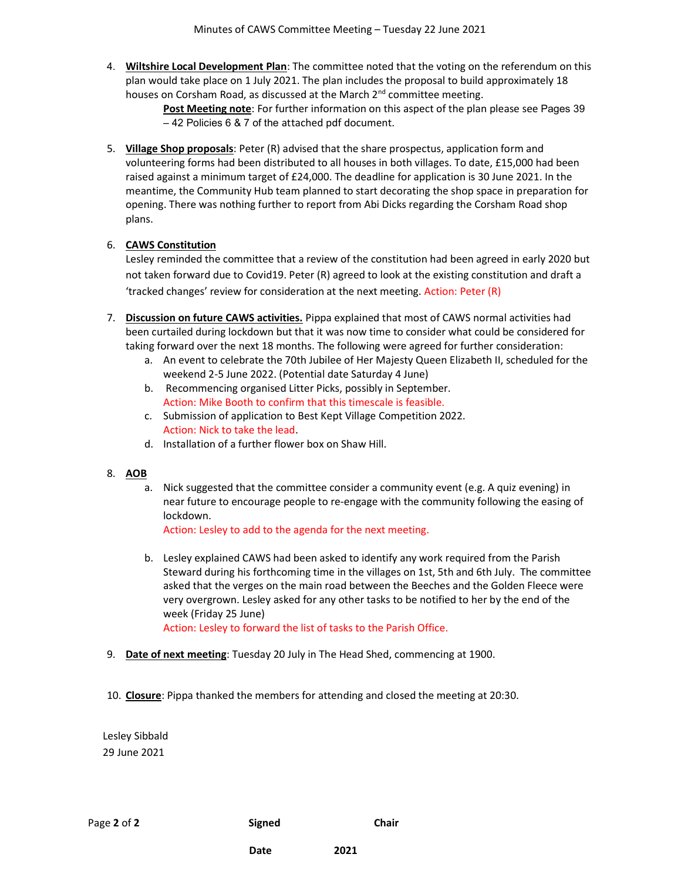4. **Wiltshire Local Development Plan**: The committee noted that the voting on the referendum on this plan would take place on 1 July 2021. The plan includes the proposal to build approximately 18 houses on Corsham Road, as discussed at the March 2nd committee meeting.

   **Post Meeting note**: For further information on this aspect of the plan please see Pages 39 – 42 Policies 6 & 7 of the attached pdf document.

5. **Village Shop proposals**: Peter (R) advised that the share prospectus, application form and volunteering forms had been distributed to all houses in both villages. To date, £15,000 had been raised against a minimum target of £24,000. The deadline for application is 30 June 2021. In the meantime, the Community Hub team planned to start decorating the shop space in preparation for opening. There was nothing further to report from Abi Dicks regarding the Corsham Road shop plans.

6. **CAWS Constitution**

   Lesley reminded the committee that a review of the constitution had been agreed in early 2020 but not taken forward due to Covid19. Peter (R) agreed to look at the existing constitution and draft a 'tracked changes' review for consideration at the next meeting. Action: Peter (R)

7. **Discussion on future CAWS activities.** Pippa explained that most of CAWS normal activities had been curtailed during lockdown but that it was now time to consider what could be considered for taking forward over the next 18 months. The following were agreed for further consideration:
   a. An event to celebrate the 70th Jubilee of Her Majesty Queen Elizabeth II, scheduled for the weekend 2-5 June 2022. (Potential date Saturday 4 June)
   b. Recommencing organised Litter Picks, possibly in September.
      Action: Mike Booth to confirm that this timescale is feasible.
   c. Submission of application to Best Kept Village Competition 2022.
      Action: Nick to take the lead.
   d. Installation of a further flower box on Shaw Hill.

8. **AOB**
   a. Nick suggested that the committee consider a community event (e.g. A quiz evening) in near future to encourage people to re-engage with the community following the easing of lockdown.
      Action: Lesley to add to the agenda for the next meeting.

   b. Lesley explained CAWS had been asked to identify any work required from the Parish Steward during his forthcoming time in the villages on 1st, 5th and 6th July. The committee asked that the verges on the main road between the Beeches and the Golden Fleece were very overgrown. Lesley asked for any other tasks to be notified to her by the end of the week (Friday 25 June)
      Action: Lesley to forward the list of tasks to the Parish Office.

9. **Date of next meeting**: Tuesday 20 July in The Head Shed, commencing at 1900.

10. **Closure**: Pippa thanked the members for attending and closed the meeting at 20:30.

Lesley Sibbald
29 June 2021

**Signed** **Chair**

**Date** **2021**